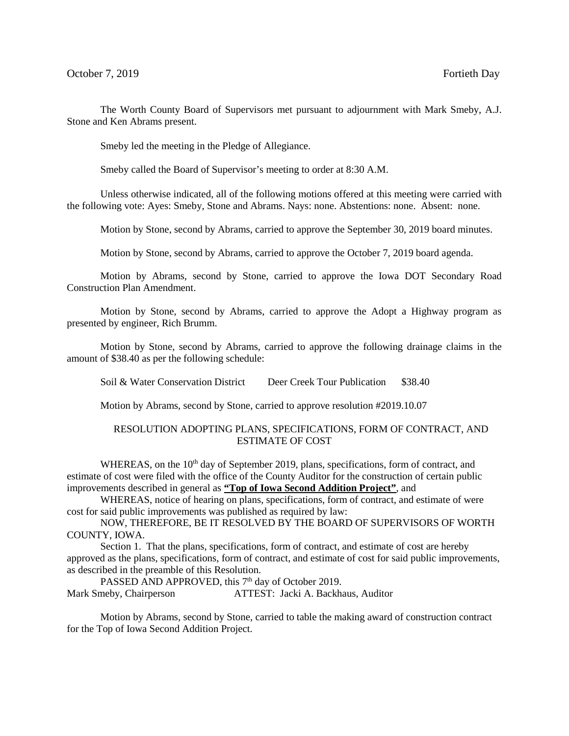October 7, 2019 Fortieth Day

The Worth County Board of Supervisors met pursuant to adjournment with Mark Smeby, A.J. Stone and Ken Abrams present.

Smeby led the meeting in the Pledge of Allegiance.

Smeby called the Board of Supervisor's meeting to order at 8:30 A.M.

Unless otherwise indicated, all of the following motions offered at this meeting were carried with the following vote: Ayes: Smeby, Stone and Abrams. Nays: none. Abstentions: none. Absent: none.

Motion by Stone, second by Abrams, carried to approve the September 30, 2019 board minutes.

Motion by Stone, second by Abrams, carried to approve the October 7, 2019 board agenda.

Motion by Abrams, second by Stone, carried to approve the Iowa DOT Secondary Road Construction Plan Amendment.

Motion by Stone, second by Abrams, carried to approve the Adopt a Highway program as presented by engineer, Rich Brumm.

Motion by Stone, second by Abrams, carried to approve the following drainage claims in the amount of $38.40 as per the following schedule:

| | | |
|---|---|---|
| Soil & Water Conservation District | Deer Creek Tour Publication | $38.40 |

Motion by Abrams, second by Stone, carried to approve resolution #2019.10.07

RESOLUTION ADOPTING PLANS, SPECIFICATIONS, FORM OF CONTRACT, AND ESTIMATE OF COST

WHEREAS, on the 10th day of September 2019, plans, specifications, form of contract, and estimate of cost were filed with the office of the County Auditor for the construction of certain public improvements described in general as **"Top of Iowa Second Addition Project"**, and

WHEREAS, notice of hearing on plans, specifications, form of contract, and estimate of were cost for said public improvements was published as required by law:

NOW, THEREFORE, BE IT RESOLVED BY THE BOARD OF SUPERVISORS OF WORTH COUNTY, IOWA.

Section 1. That the plans, specifications, form of contract, and estimate of cost are hereby approved as the plans, specifications, form of contract, and estimate of cost for said public improvements, as described in the preamble of this Resolution.

PASSED AND APPROVED, this 7th day of October 2019.

Mark Smeby, Chairperson ATTEST: Jacki A. Backhaus, Auditor

Motion by Abrams, second by Stone, carried to table the making award of construction contract for the Top of Iowa Second Addition Project.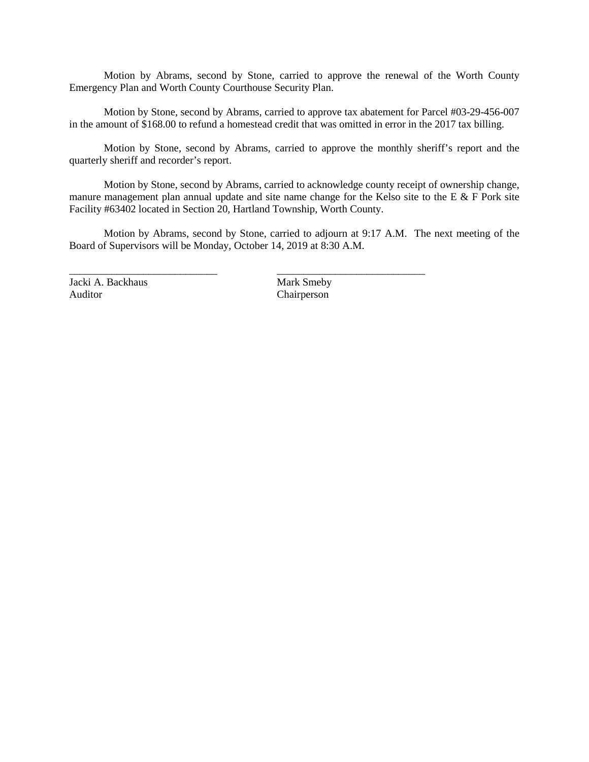Motion by Abrams, second by Stone, carried to approve the renewal of the Worth County Emergency Plan and Worth County Courthouse Security Plan.

Motion by Stone, second by Abrams, carried to approve tax abatement for Parcel #03-29-456-007 in the amount of $168.00 to refund a homestead credit that was omitted in error in the 2017 tax billing.

Motion by Stone, second by Abrams, carried to approve the monthly sheriff's report and the quarterly sheriff and recorder's report.

Motion by Stone, second by Abrams, carried to acknowledge county receipt of ownership change, manure management plan annual update and site name change for the Kelso site to the E & F Pork site Facility #63402 located in Section 20, Hartland Township, Worth County.

Motion by Abrams, second by Stone, carried to adjourn at 9:17 A.M. The next meeting of the Board of Supervisors will be Monday, October 14, 2019 at 8:30 A.M.

_____________________________ _____________________________

Jacki A. Backhaus
Auditor

Mark Smeby
Chairperson